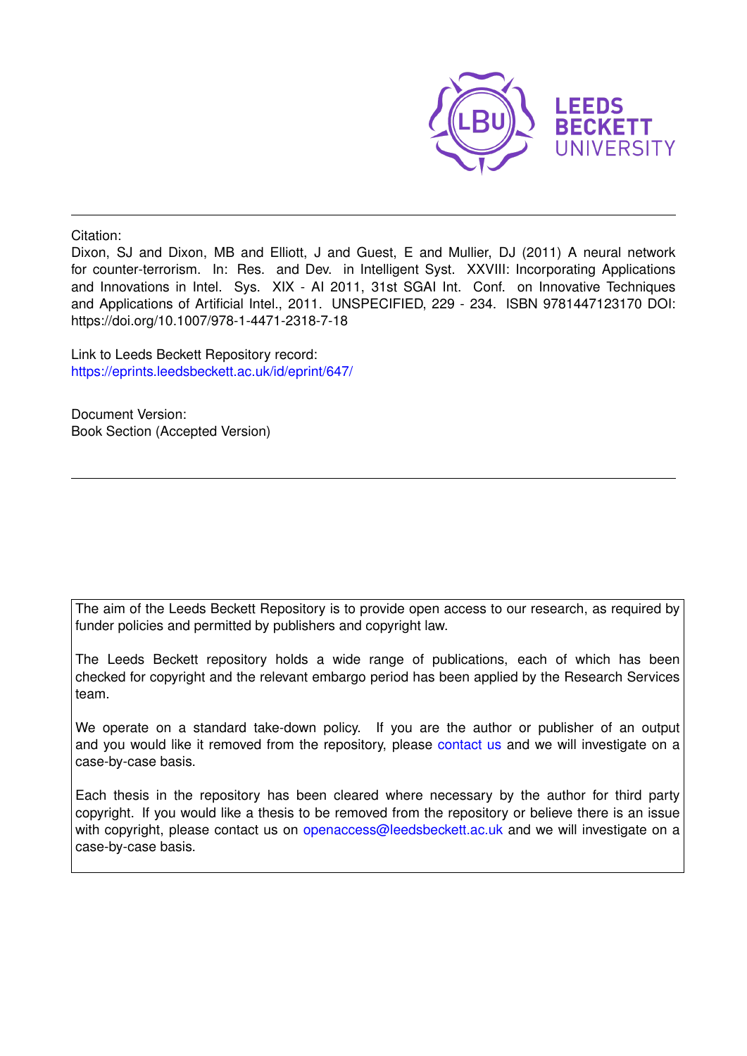LEEDS BECKETT UNIVERSITY

---

Citation:

Dixon, SJ and Dixon, MB and Elliott, J and Guest, E and Mullier, DJ (2011) A neural network for counter-terrorism. In: Res. and Dev. in Intelligent Syst. XXVIII: Incorporating Applications and Innovations in Intel. Sys. XIX - AI 2011, 31st SGAI Int. Conf. on Innovative Techniques and Applications of Artificial Intel., 2011. UNSPECIFIED, 229 - 234. ISBN 9781447123170 DOI: https://doi.org/10.1007/978-1-4471-2318-7-18

Link to Leeds Beckett Repository record:
https://eprints.leedsbeckett.ac.uk/id/eprint/647/

Document Version:
Book Section (Accepted Version)

---

The aim of the Leeds Beckett Repository is to provide open access to our research, as required by funder policies and permitted by publishers and copyright law.

The Leeds Beckett repository holds a wide range of publications, each of which has been checked for copyright and the relevant embargo period has been applied by the Research Services team.

We operate on a standard take-down policy. If you are the author or publisher of an output and you would like it removed from the repository, please contact us and we will investigate on a case-by-case basis.

Each thesis in the repository has been cleared where necessary by the author for third party copyright. If you would like a thesis to be removed from the repository or believe there is an issue with copyright, please contact us on openaccess@leedsbeckett.ac.uk and we will investigate on a case-by-case basis.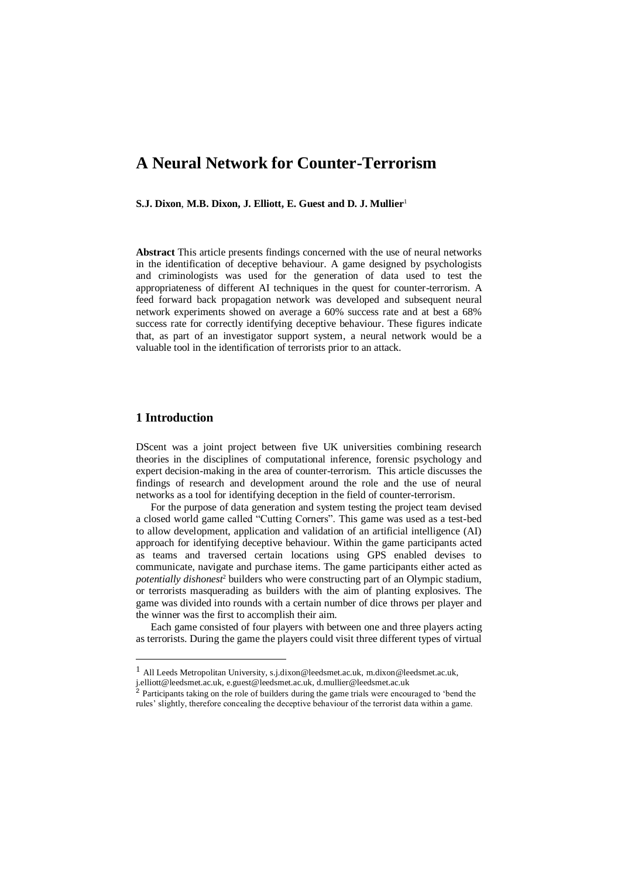# A Neural Network for Counter-Terrorism

**S.J. Dixon**, **M.B. Dixon, J. Elliott, E. Guest and D. J. Mullier**[1]

**Abstract** This article presents findings concerned with the use of neural networks in the identification of deceptive behaviour. A game designed by psychologists and criminologists was used for the generation of data used to test the appropriateness of different AI techniques in the quest for counter-terrorism. A feed forward back propagation network was developed and subsequent neural network experiments showed on average a 60% success rate and at best a 68% success rate for correctly identifying deceptive behaviour. These figures indicate that, as part of an investigator support system, a neural network would be a valuable tool in the identification of terrorists prior to an attack.

## 1 Introduction

DScent was a joint project between five UK universities combining research theories in the disciplines of computational inference, forensic psychology and expert decision-making in the area of counter-terrorism. This article discusses the findings of research and development around the role and the use of neural networks as a tool for identifying deception in the field of counter-terrorism.

For the purpose of data generation and system testing the project team devised a closed world game called "Cutting Corners". This game was used as a test-bed to allow development, application and validation of an artificial intelligence (AI) approach for identifying deceptive behaviour. Within the game participants acted as teams and traversed certain locations using GPS enabled devises to communicate, navigate and purchase items. The game participants either acted as *potentially dishonest*[2] builders who were constructing part of an Olympic stadium, or terrorists masquerading as builders with the aim of planting explosives. The game was divided into rounds with a certain number of dice throws per player and the winner was the first to accomplish their aim.

Each game consisted of four players with between one and three players acting as terrorists. During the game the players could visit three different types of virtual

---

[1] All Leeds Metropolitan University, s.j.dixon@leedsmet.ac.uk, m.dixon@leedsmet.ac.uk, j.elliott@leedsmet.ac.uk, e.guest@leedsmet.ac.uk, d.mullier@leedsmet.ac.uk

[2] Participants taking on the role of builders during the game trials were encouraged to 'bend the rules' slightly, therefore concealing the deceptive behaviour of the terrorist data within a game.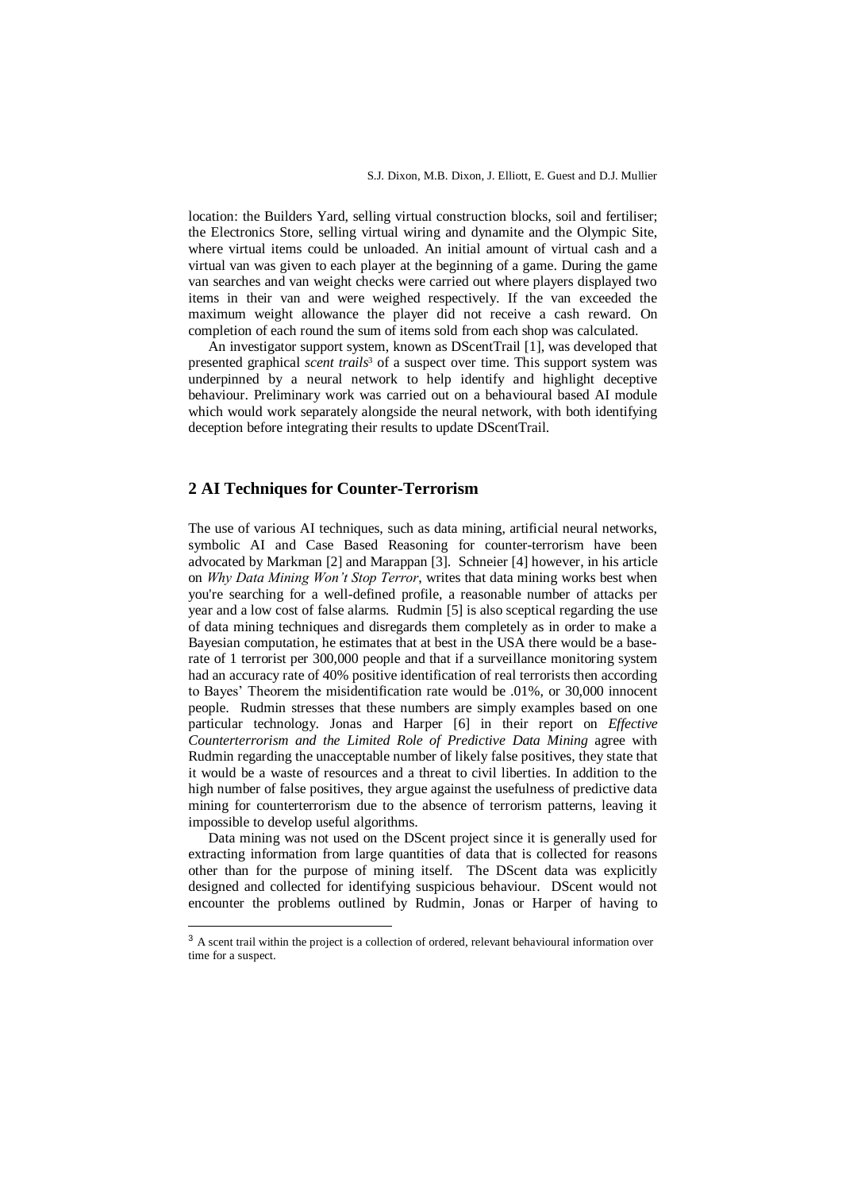location: the Builders Yard, selling virtual construction blocks, soil and fertiliser; the Electronics Store, selling virtual wiring and dynamite and the Olympic Site, where virtual items could be unloaded. An initial amount of virtual cash and a virtual van was given to each player at the beginning of a game. During the game van searches and van weight checks were carried out where players displayed two items in their van and were weighed respectively. If the van exceeded the maximum weight allowance the player did not receive a cash reward. On completion of each round the sum of items sold from each shop was calculated.

An investigator support system, known as DScentTrail [1], was developed that presented graphical *scent trails*[3] of a suspect over time. This support system was underpinned by a neural network to help identify and highlight deceptive behaviour. Preliminary work was carried out on a behavioural based AI module which would work separately alongside the neural network, with both identifying deception before integrating their results to update DScentTrail.

## 2 AI Techniques for Counter-Terrorism

The use of various AI techniques, such as data mining, artificial neural networks, symbolic AI and Case Based Reasoning for counter-terrorism have been advocated by Markman [2] and Marappan [3]. Schneier [4] however, in his article on *Why Data Mining Won't Stop Terror*, writes that data mining works best when you're searching for a well-defined profile, a reasonable number of attacks per year and a low cost of false alarms. Rudmin [5] is also sceptical regarding the use of data mining techniques and disregards them completely as in order to make a Bayesian computation, he estimates that at best in the USA there would be a base-rate of 1 terrorist per 300,000 people and that if a surveillance monitoring system had an accuracy rate of 40% positive identification of real terrorists then according to Bayes' Theorem the misidentification rate would be .01%, or 30,000 innocent people. Rudmin stresses that these numbers are simply examples based on one particular technology. Jonas and Harper [6] in their report on *Effective Counterterrorism and the Limited Role of Predictive Data Mining* agree with Rudmin regarding the unacceptable number of likely false positives, they state that it would be a waste of resources and a threat to civil liberties. In addition to the high number of false positives, they argue against the usefulness of predictive data mining for counterterrorism due to the absence of terrorism patterns, leaving it impossible to develop useful algorithms.

Data mining was not used on the DScent project since it is generally used for extracting information from large quantities of data that is collected for reasons other than for the purpose of mining itself. The DScent data was explicitly designed and collected for identifying suspicious behaviour. DScent would not encounter the problems outlined by Rudmin, Jonas or Harper of having to

[3] A scent trail within the project is a collection of ordered, relevant behavioural information over time for a suspect.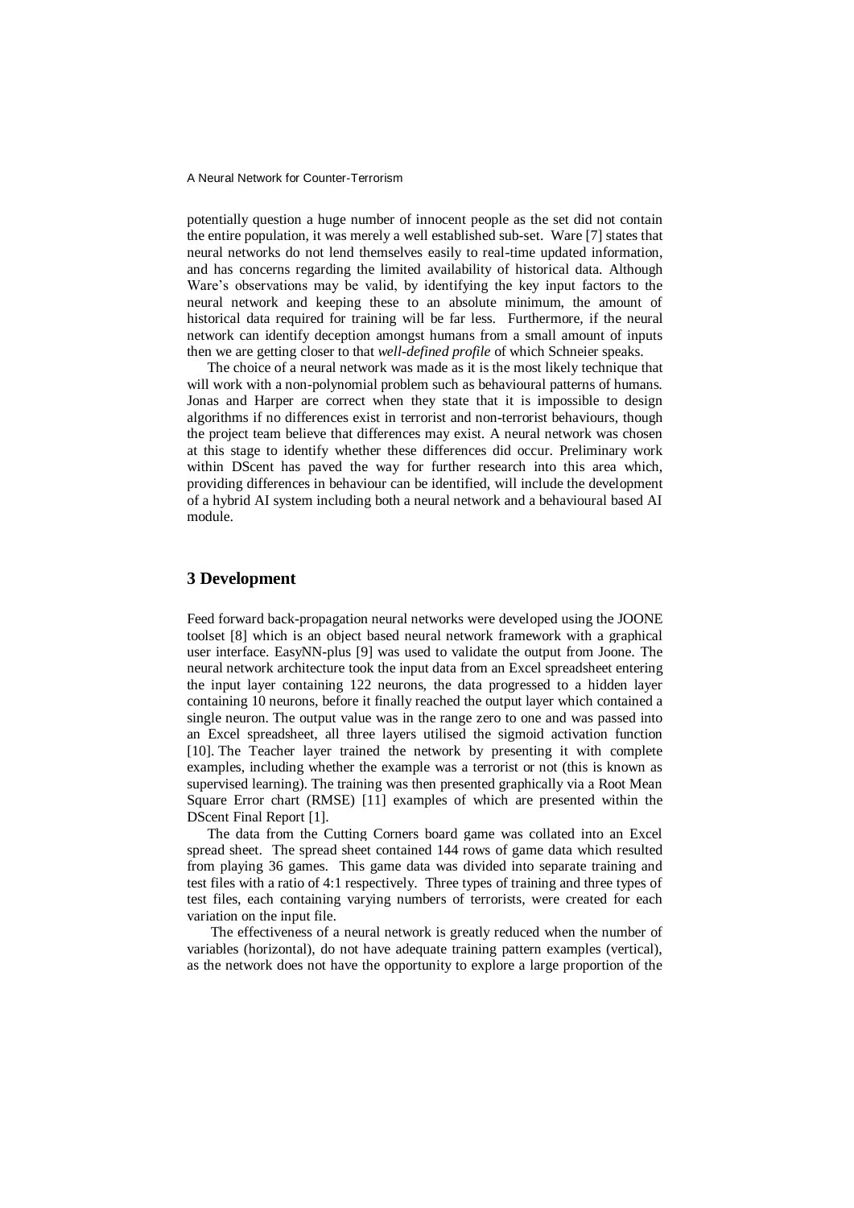potentially question a huge number of innocent people as the set did not contain the entire population, it was merely a well established sub-set. Ware [7] states that neural networks do not lend themselves easily to real-time updated information, and has concerns regarding the limited availability of historical data. Although Ware's observations may be valid, by identifying the key input factors to the neural network and keeping these to an absolute minimum, the amount of historical data required for training will be far less. Furthermore, if the neural network can identify deception amongst humans from a small amount of inputs then we are getting closer to that *well-defined profile* of which Schneier speaks.

The choice of a neural network was made as it is the most likely technique that will work with a non-polynomial problem such as behavioural patterns of humans. Jonas and Harper are correct when they state that it is impossible to design algorithms if no differences exist in terrorist and non-terrorist behaviours, though the project team believe that differences may exist. A neural network was chosen at this stage to identify whether these differences did occur. Preliminary work within DScent has paved the way for further research into this area which, providing differences in behaviour can be identified, will include the development of a hybrid AI system including both a neural network and a behavioural based AI module.

## 3 Development

Feed forward back-propagation neural networks were developed using the JOONE toolset [8] which is an object based neural network framework with a graphical user interface. EasyNN-plus [9] was used to validate the output from Joone. The neural network architecture took the input data from an Excel spreadsheet entering the input layer containing 122 neurons, the data progressed to a hidden layer containing 10 neurons, before it finally reached the output layer which contained a single neuron. The output value was in the range zero to one and was passed into an Excel spreadsheet, all three layers utilised the sigmoid activation function [10]. The Teacher layer trained the network by presenting it with complete examples, including whether the example was a terrorist or not (this is known as supervised learning). The training was then presented graphically via a Root Mean Square Error chart (RMSE) [11] examples of which are presented within the DScent Final Report [1].

The data from the Cutting Corners board game was collated into an Excel spread sheet. The spread sheet contained 144 rows of game data which resulted from playing 36 games. This game data was divided into separate training and test files with a ratio of 4:1 respectively. Three types of training and three types of test files, each containing varying numbers of terrorists, were created for each variation on the input file.

The effectiveness of a neural network is greatly reduced when the number of variables (horizontal), do not have adequate training pattern examples (vertical), as the network does not have the opportunity to explore a large proportion of the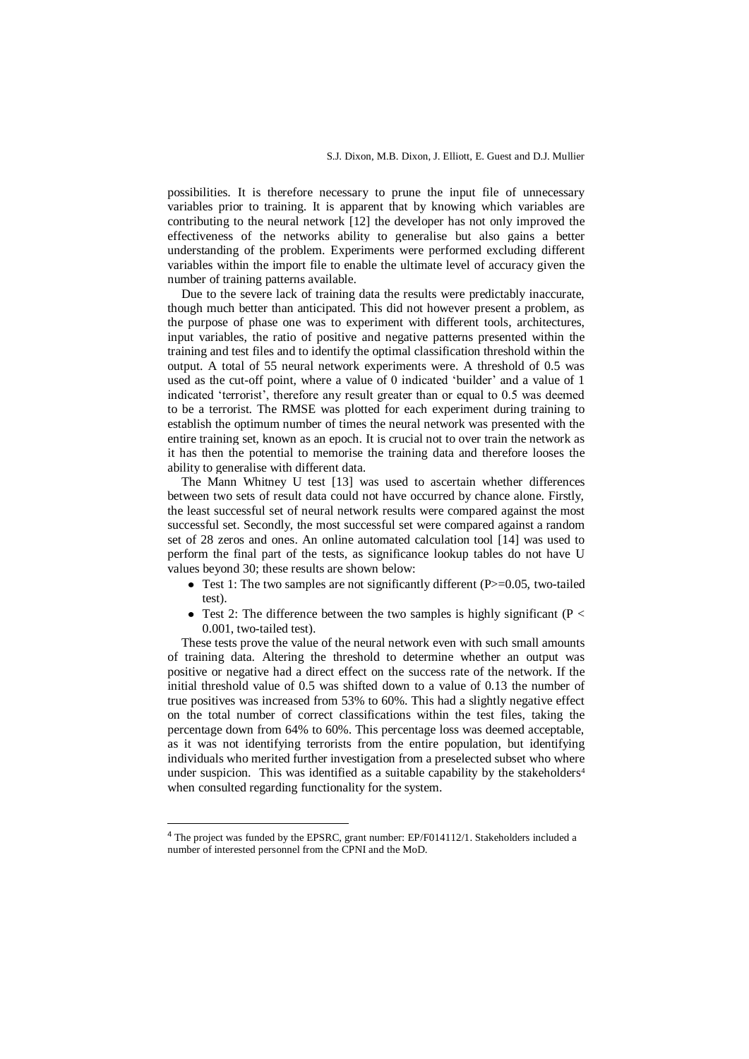possibilities. It is therefore necessary to prune the input file of unnecessary variables prior to training. It is apparent that by knowing which variables are contributing to the neural network [12] the developer has not only improved the effectiveness of the networks ability to generalise but also gains a better understanding of the problem. Experiments were performed excluding different variables within the import file to enable the ultimate level of accuracy given the number of training patterns available.

Due to the severe lack of training data the results were predictably inaccurate, though much better than anticipated. This did not however present a problem, as the purpose of phase one was to experiment with different tools, architectures, input variables, the ratio of positive and negative patterns presented within the training and test files and to identify the optimal classification threshold within the output. A total of 55 neural network experiments were. A threshold of 0.5 was used as the cut-off point, where a value of 0 indicated 'builder' and a value of 1 indicated 'terrorist', therefore any result greater than or equal to 0.5 was deemed to be a terrorist. The RMSE was plotted for each experiment during training to establish the optimum number of times the neural network was presented with the entire training set, known as an epoch. It is crucial not to over train the network as it has then the potential to memorise the training data and therefore looses the ability to generalise with different data.

The Mann Whitney U test [13] was used to ascertain whether differences between two sets of result data could not have occurred by chance alone. Firstly, the least successful set of neural network results were compared against the most successful set. Secondly, the most successful set were compared against a random set of 28 zeros and ones. An online automated calculation tool [14] was used to perform the final part of the tests, as significance lookup tables do not have U values beyond 30; these results are shown below:

- Test 1: The two samples are not significantly different ($P>=0.05$, two-tailed test).
- Test 2: The difference between the two samples is highly significant ($P < 0.001$, two-tailed test).

These tests prove the value of the neural network even with such small amounts of training data. Altering the threshold to determine whether an output was positive or negative had a direct effect on the success rate of the network. If the initial threshold value of 0.5 was shifted down to a value of 0.13 the number of true positives was increased from 53% to 60%. This had a slightly negative effect on the total number of correct classifications within the test files, taking the percentage down from 64% to 60%. This percentage loss was deemed acceptable, as it was not identifying terrorists from the entire population, but identifying individuals who merited further investigation from a preselected subset who where under suspicion. This was identified as a suitable capability by the stakeholders[4] when consulted regarding functionality for the system.

[4] The project was funded by the EPSRC, grant number: EP/F014112/1. Stakeholders included a number of interested personnel from the CPNI and the MoD.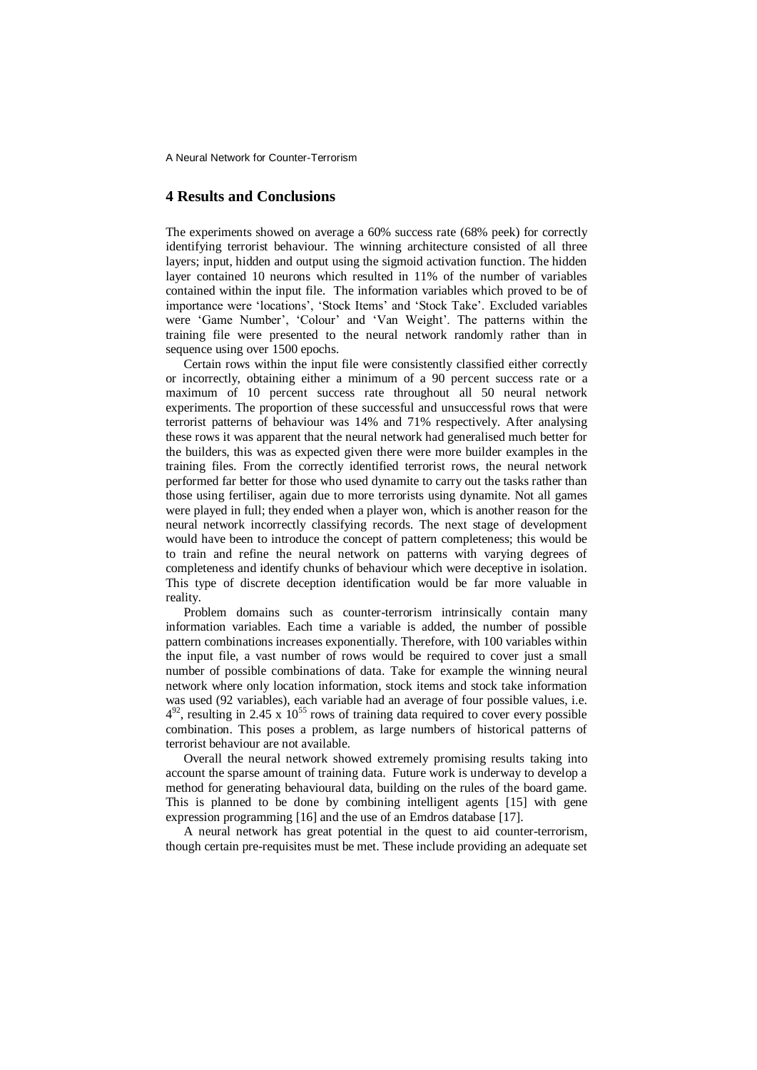## 4 Results and Conclusions

The experiments showed on average a 60% success rate (68% peek) for correctly identifying terrorist behaviour. The winning architecture consisted of all three layers; input, hidden and output using the sigmoid activation function. The hidden layer contained 10 neurons which resulted in 11% of the number of variables contained within the input file. The information variables which proved to be of importance were 'locations', 'Stock Items' and 'Stock Take'. Excluded variables were 'Game Number', 'Colour' and 'Van Weight'. The patterns within the training file were presented to the neural network randomly rather than in sequence using over 1500 epochs.

Certain rows within the input file were consistently classified either correctly or incorrectly, obtaining either a minimum of a 90 percent success rate or a maximum of 10 percent success rate throughout all 50 neural network experiments. The proportion of these successful and unsuccessful rows that were terrorist patterns of behaviour was 14% and 71% respectively. After analysing these rows it was apparent that the neural network had generalised much better for the builders, this was as expected given there were more builder examples in the training files. From the correctly identified terrorist rows, the neural network performed far better for those who used dynamite to carry out the tasks rather than those using fertiliser, again due to more terrorists using dynamite. Not all games were played in full; they ended when a player won, which is another reason for the neural network incorrectly classifying records. The next stage of development would have been to introduce the concept of pattern completeness; this would be to train and refine the neural network on patterns with varying degrees of completeness and identify chunks of behaviour which were deceptive in isolation. This type of discrete deception identification would be far more valuable in reality.

Problem domains such as counter-terrorism intrinsically contain many information variables. Each time a variable is added, the number of possible pattern combinations increases exponentially. Therefore, with 100 variables within the input file, a vast number of rows would be required to cover just a small number of possible combinations of data. Take for example the winning neural network where only location information, stock items and stock take information was used (92 variables), each variable had an average of four possible values, i.e. $4^{92}$, resulting in $2.45 \times 10^{55}$ rows of training data required to cover every possible combination. This poses a problem, as large numbers of historical patterns of terrorist behaviour are not available.

Overall the neural network showed extremely promising results taking into account the sparse amount of training data. Future work is underway to develop a method for generating behavioural data, building on the rules of the board game. This is planned to be done by combining intelligent agents [15] with gene expression programming [16] and the use of an Emdros database [17].

A neural network has great potential in the quest to aid counter-terrorism, though certain pre-requisites must be met. These include providing an adequate set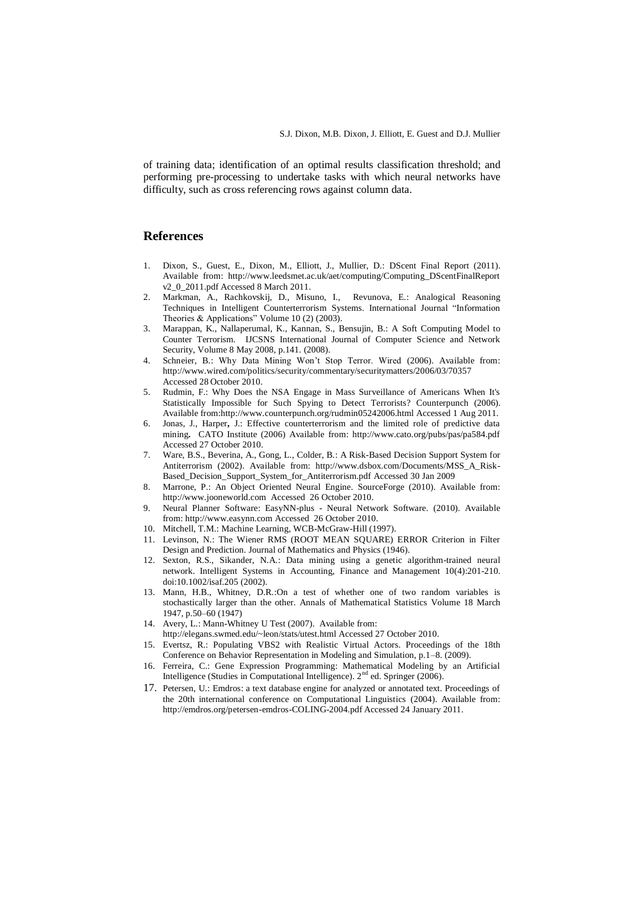of training data; identification of an optimal results classification threshold; and performing pre-processing to undertake tasks with which neural networks have difficulty, such as cross referencing rows against column data.

## References

1. Dixon, S., Guest, E., Dixon, M., Elliott, J., Mullier, D.: DScent Final Report (2011). Available from: http://www.leedsmet.ac.uk/aet/computing/Computing_DScentFinalReport v2_0_2011.pdf Accessed 8 March 2011.
2. Markman, A., Rachkovskij, D., Misuno, I., Revunova, E.: Analogical Reasoning Techniques in Intelligent Counterterrorism Systems. International Journal "Information Theories & Applications" Volume 10 (2) (2003).
3. Marappan, K., Nallaperumal, K., Kannan, S., Bensujin, B.: A Soft Computing Model to Counter Terrorism. IJCSNS International Journal of Computer Science and Network Security, Volume 8 May 2008, p.141. (2008).
4. Schneier, B.: Why Data Mining Won't Stop Terror. Wired (2006). Available from: http://www.wired.com/politics/security/commentary/securitymatters/2006/03/70357 Accessed 28 October 2010.
5. Rudmin, F.: Why Does the NSA Engage in Mass Surveillance of Americans When It's Statistically Impossible for Such Spying to Detect Terrorists? Counterpunch (2006). Available from:http://www.counterpunch.org/rudmin05242006.html Accessed 1 Aug 2011.
6. Jonas, J., Harper, J.: Effective counterterrorism and the limited role of predictive data mining. CATO Institute (2006) Available from: http://www.cato.org/pubs/pas/pa584.pdf Accessed 27 October 2010.
7. Ware, B.S., Beverina, A., Gong, L., Colder, B.: A Risk-Based Decision Support System for Antiterrorism (2002). Available from: http://www.dsbox.com/Documents/MSS_A_Risk-Based_Decision_Support_System_for_Antiterrorism.pdf Accessed 30 Jan 2009
8. Marrone, P.: An Object Oriented Neural Engine. SourceForge (2010). Available from: http://www.jooneworld.com Accessed 26 October 2010.
9. Neural Planner Software: EasyNN-plus - Neural Network Software. (2010). Available from: http://www.easynn.com Accessed 26 October 2010.
10. Mitchell, T.M.: Machine Learning, WCB-McGraw-Hill (1997).
11. Levinson, N.: The Wiener RMS (ROOT MEAN SQUARE) ERROR Criterion in Filter Design and Prediction. Journal of Mathematics and Physics (1946).
12. Sexton, R.S., Sikander, N.A.: Data mining using a genetic algorithm-trained neural network. Intelligent Systems in Accounting, Finance and Management 10(4):201-210. doi:10.1002/isaf.205 (2002).
13. Mann, H.B., Whitney, D.R.:On a test of whether one of two random variables is stochastically larger than the other. Annals of Mathematical Statistics Volume 18 March 1947, p.50–60 (1947)
14. Avery, L.: Mann-Whitney U Test (2007). Available from: http://elegans.swmed.edu/~leon/stats/utest.html Accessed 27 October 2010.
15. Evertsz, R.: Populating VBS2 with Realistic Virtual Actors. Proceedings of the 18th Conference on Behavior Representation in Modeling and Simulation, p.1–8. (2009).
16. Ferreira, C.: Gene Expression Programming: Mathematical Modeling by an Artificial Intelligence (Studies in Computational Intelligence). 2nd ed. Springer (2006).
17. Petersen, U.: Emdros: a text database engine for analyzed or annotated text. Proceedings of the 20th international conference on Computational Linguistics (2004). Available from: http://emdros.org/petersen-emdros-COLING-2004.pdf Accessed 24 January 2011.